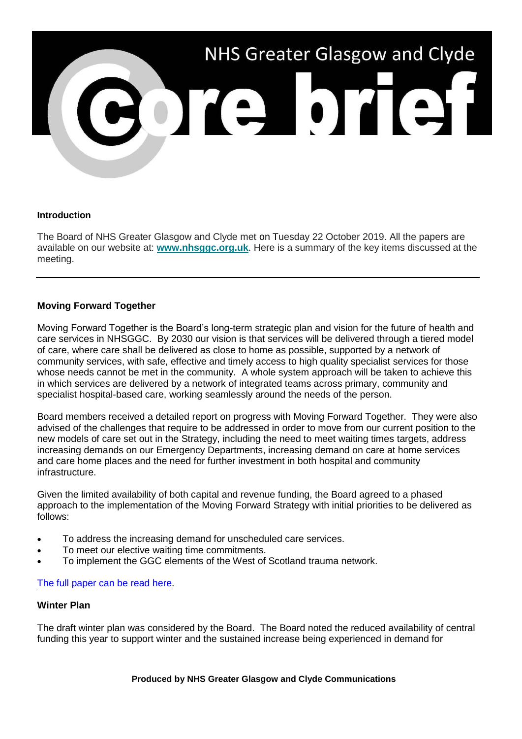# NHS Greater Glasgow and Clyde

# core brief

### Introduction

The Board of NHS Greater Glasgow and Clyde met on Tuesday 22 October 2019. All the papers are available on our website at: **[www.nhsggc.org.uk](http://www.nhsggc.org.uk)**. Here is a summary of the key items discussed at the meeting.

---

### Moving Forward Together

Moving Forward Together is the Board's long-term strategic plan and vision for the future of health and care services in NHSGGC. By 2030 our vision is that services will be delivered through a tiered model of care, where care shall be delivered as close to home as possible, supported by a network of community services, with safe, effective and timely access to high quality specialist services for those whose needs cannot be met in the community. A whole system approach will be taken to achieve this in which services are delivered by a network of integrated teams across primary, community and specialist hospital-based care, working seamlessly around the needs of the person.

Board members received a detailed report on progress with Moving Forward Together. They were also advised of the challenges that require to be addressed in order to move from our current position to the new models of care set out in the Strategy, including the need to meet waiting times targets, address increasing demands on our Emergency Departments, increasing demand on care at home services and care home places and the need for further investment in both hospital and community infrastructure.

Given the limited availability of both capital and revenue funding, the Board agreed to a phased approach to the implementation of the Moving Forward Strategy with initial priorities to be delivered as follows:

- To address the increasing demand for unscheduled care services.
- To meet our elective waiting time commitments.
- To implement the GGC elements of the West of Scotland trauma network.

[The full paper can be read here](#).

### Winter Plan

The draft winter plan was considered by the Board. The Board noted the reduced availability of central funding this year to support winter and the sustained increase being experienced in demand for

**Produced by NHS Greater Glasgow and Clyde Communications**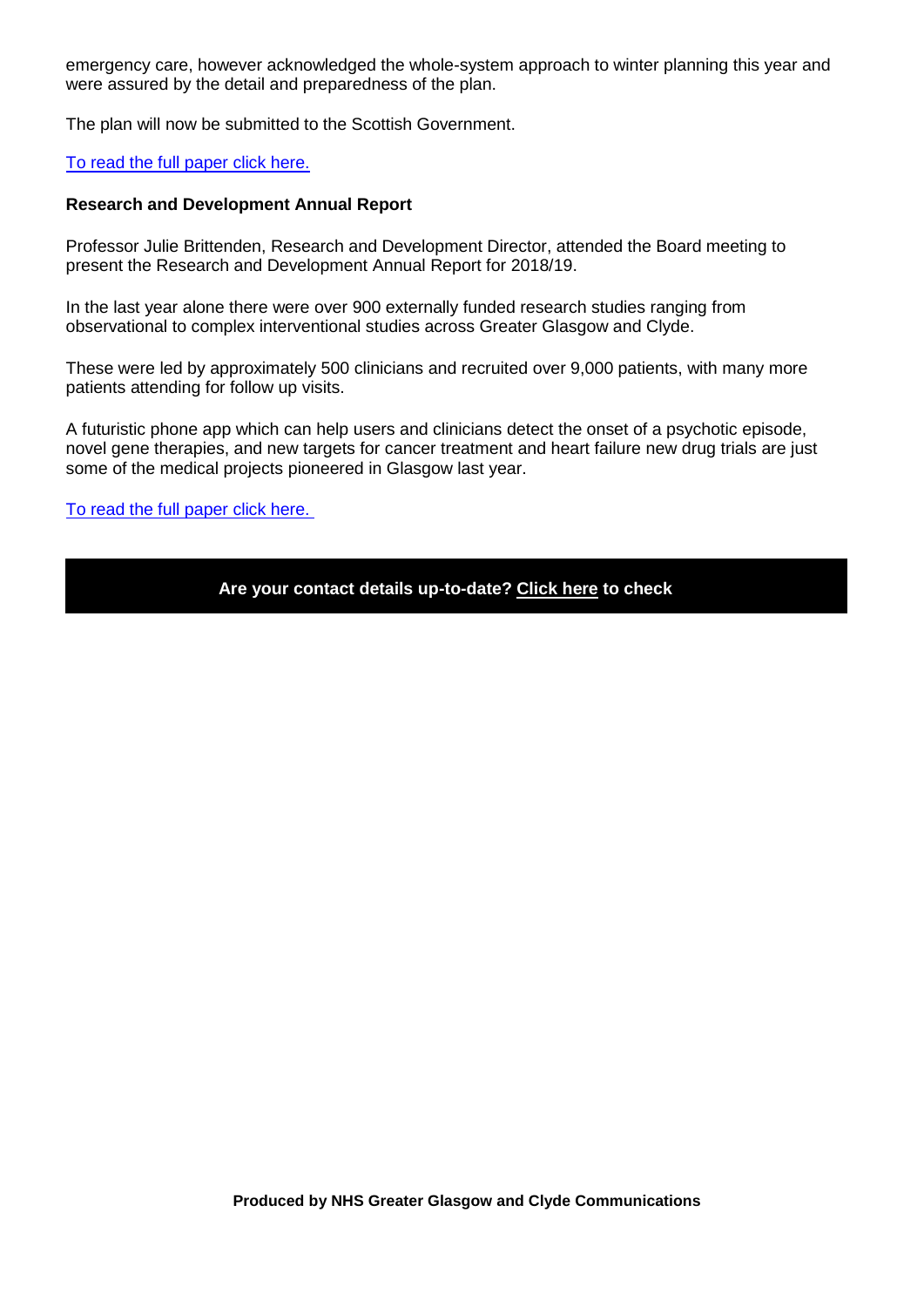emergency care, however acknowledged the whole-system approach to winter planning this year and were assured by the detail and preparedness of the plan.

The plan will now be submitted to the Scottish Government.

To read the full paper click here.

**Research and Development Annual Report**

Professor Julie Brittenden, Research and Development Director, attended the Board meeting to present the Research and Development Annual Report for 2018/19.

In the last year alone there were over 900 externally funded research studies ranging from observational to complex interventional studies across Greater Glasgow and Clyde.

These were led by approximately 500 clinicians and recruited over 9,000 patients, with many more patients attending for follow up visits.

A futuristic phone app which can help users and clinicians detect the onset of a psychotic episode, novel gene therapies, and new targets for cancer treatment and heart failure new drug trials are just some of the medical projects pioneered in Glasgow last year.

To read the full paper click here.

**Are your contact details up-to-date? Click here to check**

**Produced by NHS Greater Glasgow and Clyde Communications**